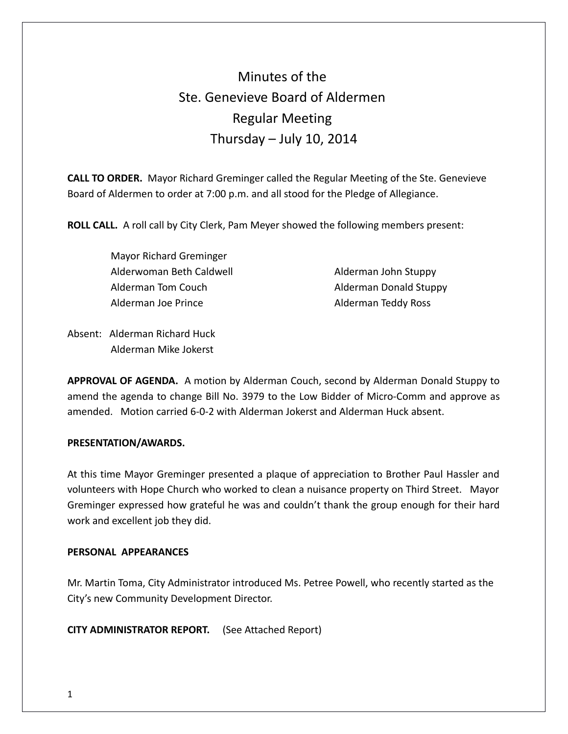# Minutes of the Ste. Genevieve Board of Aldermen Regular Meeting Thursday – July 10, 2014

**CALL TO ORDER.** Mayor Richard Greminger called the Regular Meeting of the Ste. Genevieve Board of Aldermen to order at 7:00 p.m. and all stood for the Pledge of Allegiance.

**ROLL CALL.** A roll call by City Clerk, Pam Meyer showed the following members present:

Mayor Richard Greminger
Alderwoman Beth Caldwell
Alderman Tom Couch
Alderman Joe Prince
Alderman John Stuppy
Alderman Donald Stuppy
Alderman Teddy Ross

Absent: Alderman Richard Huck
Alderman Mike Jokerst

**APPROVAL OF AGENDA.** A motion by Alderman Couch, second by Alderman Donald Stuppy to amend the agenda to change Bill No. 3979 to the Low Bidder of Micro-Comm and approve as amended. Motion carried 6-0-2 with Alderman Jokerst and Alderman Huck absent.

**PRESENTATION/AWARDS.**

At this time Mayor Greminger presented a plaque of appreciation to Brother Paul Hassler and volunteers with Hope Church who worked to clean a nuisance property on Third Street. Mayor Greminger expressed how grateful he was and couldn't thank the group enough for their hard work and excellent job they did.

**PERSONAL APPEARANCES**

Mr. Martin Toma, City Administrator introduced Ms. Petree Powell, who recently started as the City's new Community Development Director.

**CITY ADMINISTRATOR REPORT.** (See Attached Report)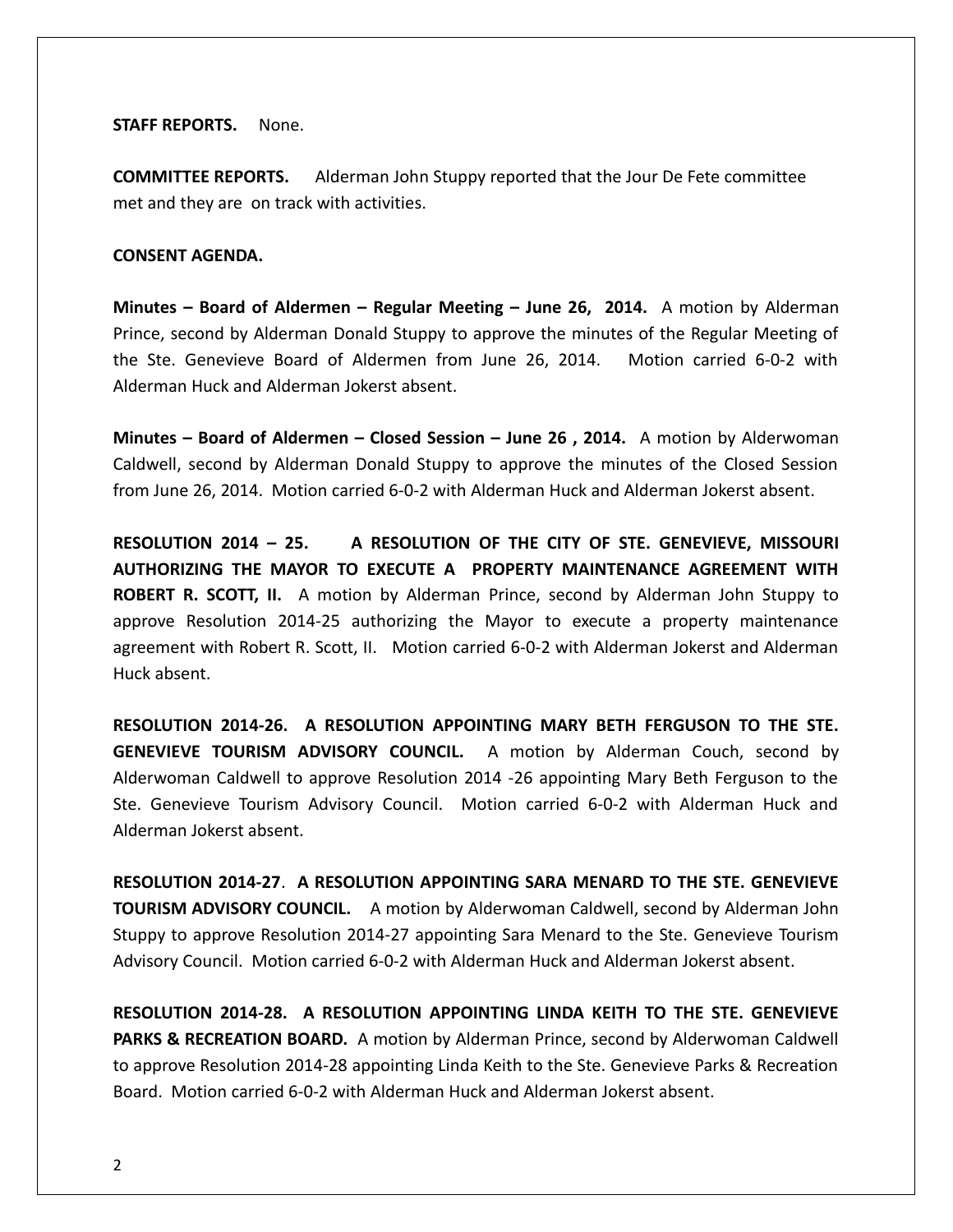**STAFF REPORTS.** None.

**COMMITTEE REPORTS.** Alderman John Stuppy reported that the Jour De Fete committee met and they are on track with activities.

**CONSENT AGENDA.**

**Minutes – Board of Aldermen – Regular Meeting – June 26, 2014.** A motion by Alderman Prince, second by Alderman Donald Stuppy to approve the minutes of the Regular Meeting of the Ste. Genevieve Board of Aldermen from June 26, 2014. Motion carried 6-0-2 with Alderman Huck and Alderman Jokerst absent.

**Minutes – Board of Aldermen – Closed Session – June 26 , 2014.** A motion by Alderwoman Caldwell, second by Alderman Donald Stuppy to approve the minutes of the Closed Session from June 26, 2014. Motion carried 6-0-2 with Alderman Huck and Alderman Jokerst absent.

**RESOLUTION 2014 – 25. A RESOLUTION OF THE CITY OF STE. GENEVIEVE, MISSOURI AUTHORIZING THE MAYOR TO EXECUTE A PROPERTY MAINTENANCE AGREEMENT WITH ROBERT R. SCOTT, II.** A motion by Alderman Prince, second by Alderman John Stuppy to approve Resolution 2014-25 authorizing the Mayor to execute a property maintenance agreement with Robert R. Scott, II. Motion carried 6-0-2 with Alderman Jokerst and Alderman Huck absent.

**RESOLUTION 2014-26. A RESOLUTION APPOINTING MARY BETH FERGUSON TO THE STE. GENEVIEVE TOURISM ADVISORY COUNCIL.** A motion by Alderman Couch, second by Alderwoman Caldwell to approve Resolution 2014 -26 appointing Mary Beth Ferguson to the Ste. Genevieve Tourism Advisory Council. Motion carried 6-0-2 with Alderman Huck and Alderman Jokerst absent.

**RESOLUTION 2014-27**. **A RESOLUTION APPOINTING SARA MENARD TO THE STE. GENEVIEVE TOURISM ADVISORY COUNCIL.** A motion by Alderwoman Caldwell, second by Alderman John Stuppy to approve Resolution 2014-27 appointing Sara Menard to the Ste. Genevieve Tourism Advisory Council. Motion carried 6-0-2 with Alderman Huck and Alderman Jokerst absent.

**RESOLUTION 2014-28. A RESOLUTION APPOINTING LINDA KEITH TO THE STE. GENEVIEVE PARKS & RECREATION BOARD.** A motion by Alderman Prince, second by Alderwoman Caldwell to approve Resolution 2014-28 appointing Linda Keith to the Ste. Genevieve Parks & Recreation Board. Motion carried 6-0-2 with Alderman Huck and Alderman Jokerst absent.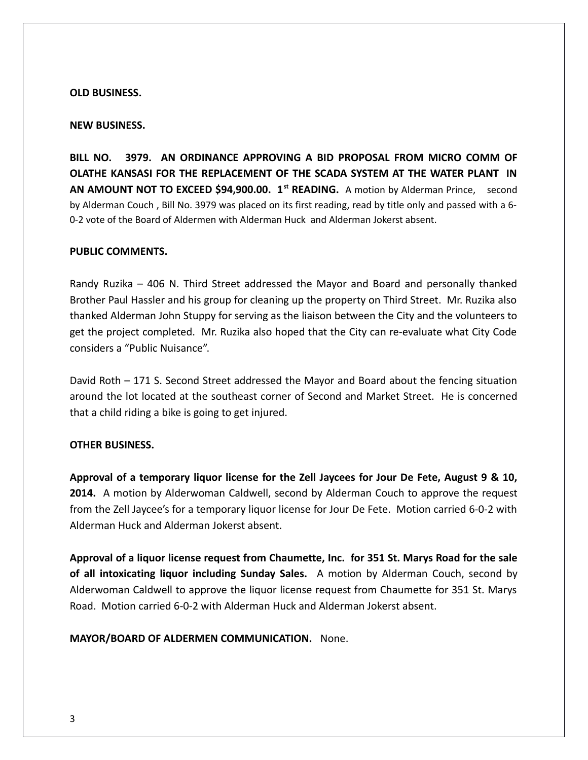**OLD BUSINESS.**

**NEW BUSINESS.**

**BILL NO. 3979. AN ORDINANCE APPROVING A BID PROPOSAL FROM MICRO COMM OF OLATHE KANSASI FOR THE REPLACEMENT OF THE SCADA SYSTEM AT THE WATER PLANT IN AN AMOUNT NOT TO EXCEED $94,900.00. 1st READING.** A motion by Alderman Prince, second by Alderman Couch , Bill No. 3979 was placed on its first reading, read by title only and passed with a 6-0-2 vote of the Board of Aldermen with Alderman Huck and Alderman Jokerst absent.

**PUBLIC COMMENTS.**

Randy Ruzika – 406 N. Third Street addressed the Mayor and Board and personally thanked Brother Paul Hassler and his group for cleaning up the property on Third Street. Mr. Ruzika also thanked Alderman John Stuppy for serving as the liaison between the City and the volunteers to get the project completed. Mr. Ruzika also hoped that the City can re-evaluate what City Code considers a "Public Nuisance".

David Roth – 171 S. Second Street addressed the Mayor and Board about the fencing situation around the lot located at the southeast corner of Second and Market Street. He is concerned that a child riding a bike is going to get injured.

**OTHER BUSINESS.**

**Approval of a temporary liquor license for the Zell Jaycees for Jour De Fete, August 9 & 10, 2014.** A motion by Alderwoman Caldwell, second by Alderman Couch to approve the request from the Zell Jaycee's for a temporary liquor license for Jour De Fete. Motion carried 6-0-2 with Alderman Huck and Alderman Jokerst absent.

**Approval of a liquor license request from Chaumette, Inc. for 351 St. Marys Road for the sale of all intoxicating liquor including Sunday Sales.** A motion by Alderman Couch, second by Alderwoman Caldwell to approve the liquor license request from Chaumette for 351 St. Marys Road. Motion carried 6-0-2 with Alderman Huck and Alderman Jokerst absent.

**MAYOR/BOARD OF ALDERMEN COMMUNICATION.** None.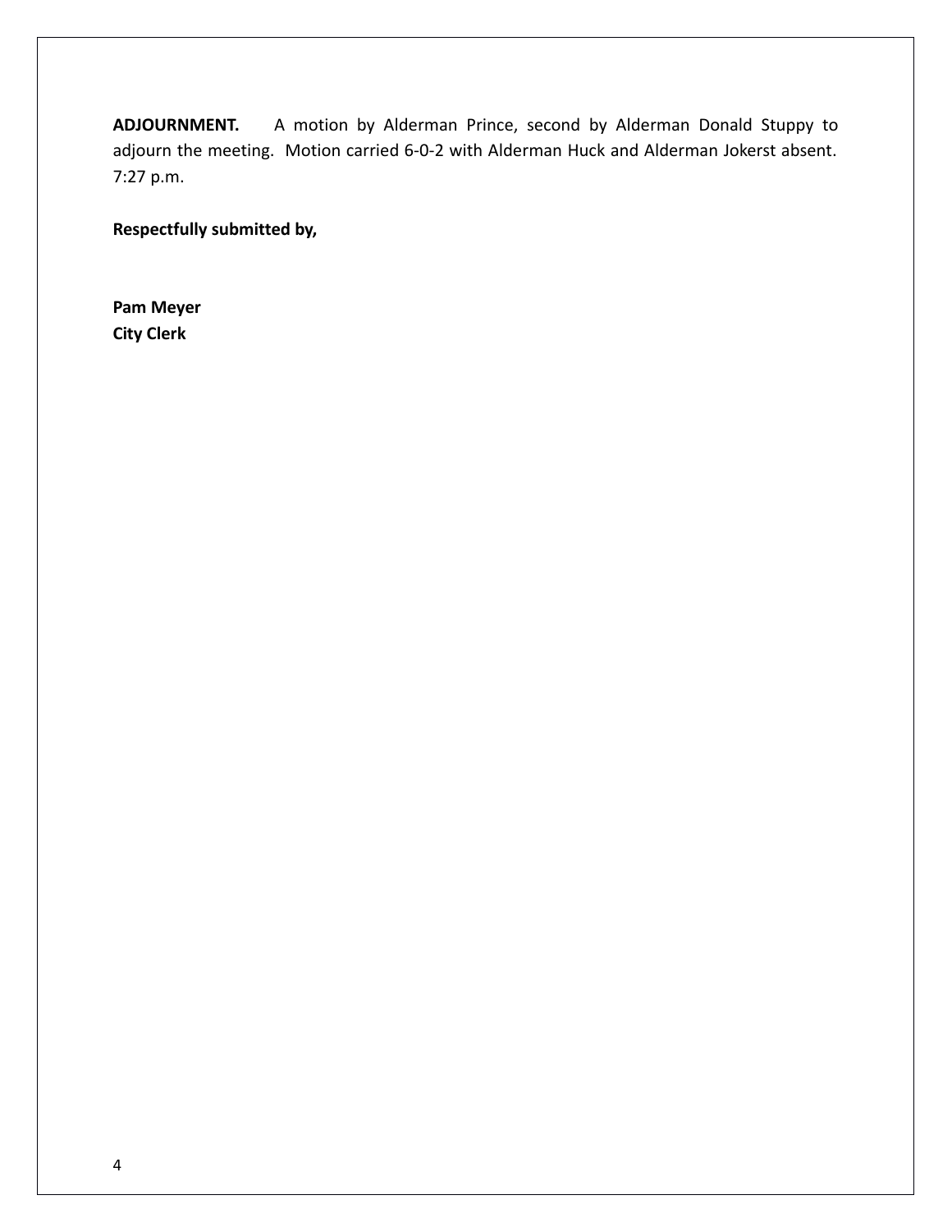**ADJOURNMENT.** A motion by Alderman Prince, second by Alderman Donald Stuppy to adjourn the meeting. Motion carried 6-0-2 with Alderman Huck and Alderman Jokerst absent. 7:27 p.m.

**Respectfully submitted by,**

**Pam Meyer**
**City Clerk**